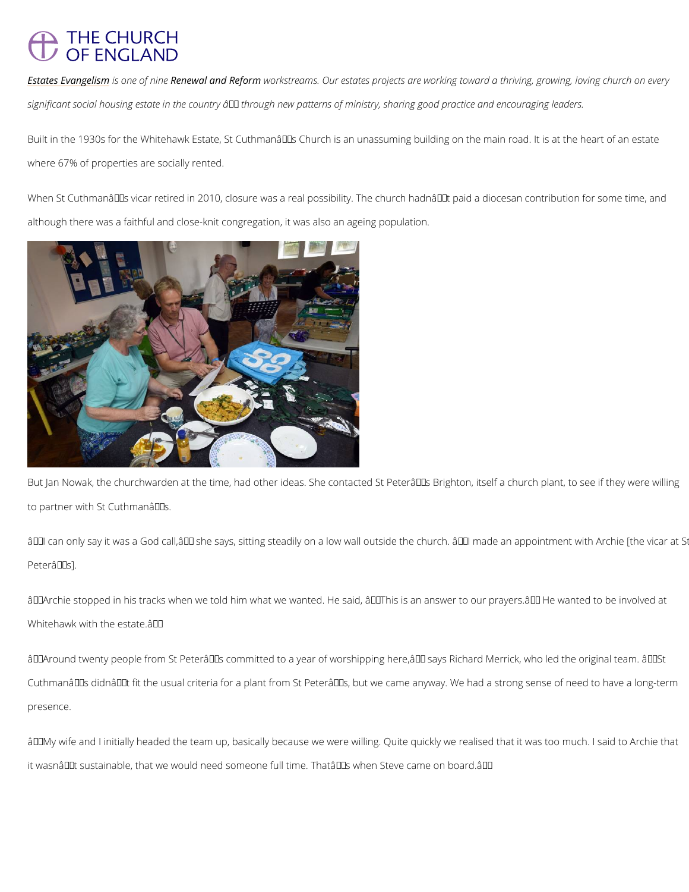# THE CHURCH OF ENGLAND

*[Estates Evangelism](#) is one of nine* ***Renewal and Reform*** *workstreams. Our estates projects are working toward a thriving, growing, loving church on every significant social housing estate in the country – through new patterns of ministry, sharing good practice and encouraging leaders.*

Built in the 1930s for the Whitehawk Estate, St Cuthman's Church is an unassuming building on the main road. It is at the heart of an estate where 67% of properties are socially rented.

When St Cuthman's vicar retired in 2010, closure was a real possibility. The church hadn't paid a diocesan contribution for some time, and although there was a faithful and close-knit congregation, it was also an ageing population.

But Jan Nowak, the churchwarden at the time, had other ideas. She contacted St Peter's Brighton, itself a church plant, to see if they were willing to partner with St Cuthman's.

"I can only say it was a God call," she says, sitting steadily on a low wall outside the church. "I made an appointment with Archie [the vicar at St Peter's].

"Archie stopped in his tracks when we told him what we wanted. He said, 'This is an answer to our prayers.' He wanted to be involved at Whitehawk with the estate."

"Around twenty people from St Peter's committed to a year of worshipping here," says Richard Merrick, who led the original team. "St Cuthman's didn't fit the usual criteria for a plant from St Peter's, but we came anyway. We had a strong sense of need to have a long-term presence.

"My wife and I initially headed the team up, basically because we were willing. Quite quickly we realised that it was too much. I said to Archie that it wasn't sustainable, that we would need someone full time. That's when Steve came on board."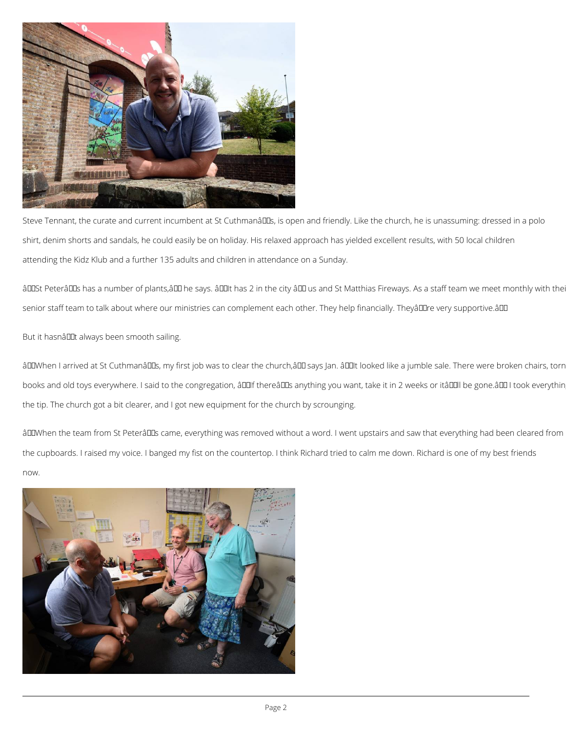Steve Tennant, the curate and current incumbent at St Cuthman’s, is open and friendly. Like the church, he is unassuming: dressed in a polo shirt, denim shorts and sandals, he could easily be on holiday. His relaxed approach has yielded excellent results, with 50 local children attending the Kidz Klub and a further 135 adults and children in attendance on a Sunday.

“St Peter’s has a number of plants,” he says. “It has 2 in the city – us and St Matthias Fireways. As a staff team we meet monthly with thei senior staff team to talk about where our ministries can complement each other. They help financially. They’re very supportive.”

But it hasn’t always been smooth sailing.

“When I arrived at St Cuthman’s, my first job was to clear the church,” says Jan. “It looked like a jumble sale. There were broken chairs, torn books and old toys everywhere. I said to the congregation, ‘If there’s anything you want, take it in 2 weeks or it’ll be gone.’ I took everythin the tip. The church got a bit clearer, and I got new equipment for the church by scrounging.

“When the team from St Peter’s came, everything was removed without a word. I went upstairs and saw that everything had been cleared from the cupboards. I raised my voice. I banged my fist on the countertop. I think Richard tried to calm me down. Richard is one of my best friends now.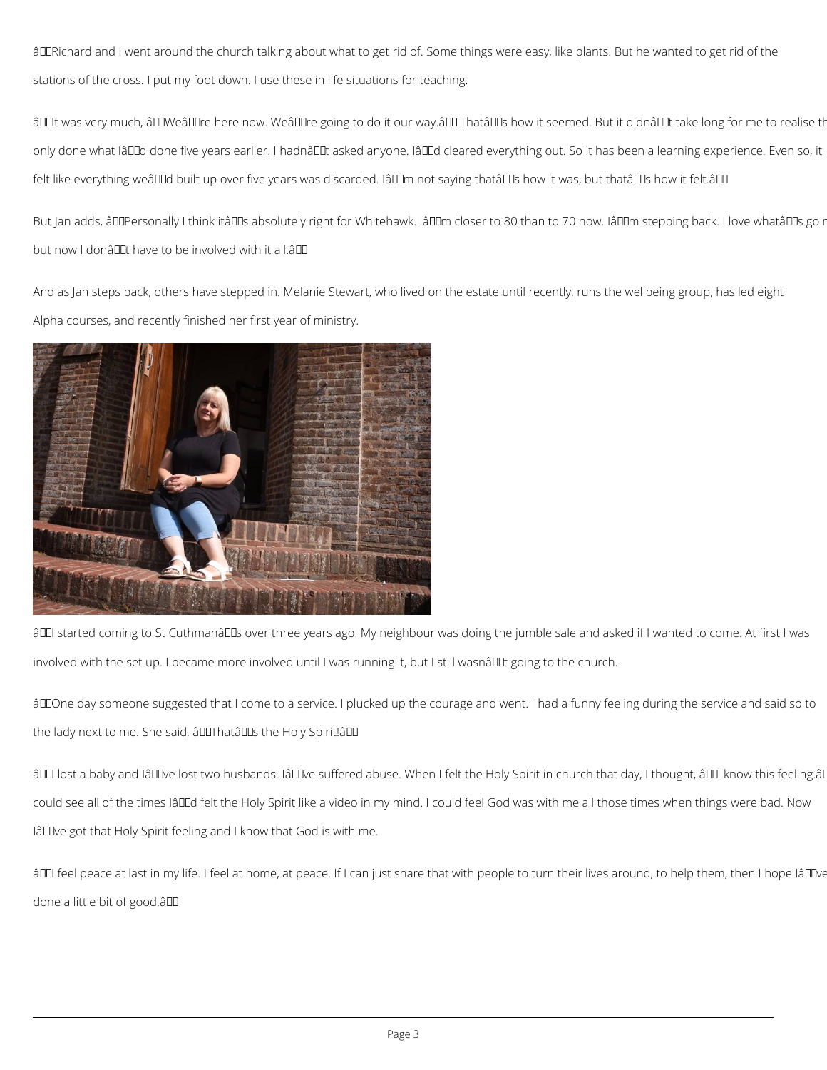“Richard and I went around the church talking about what to get rid of. Some things were easy, like plants. But he wanted to get rid of the stations of the cross. I put my foot down. I use these in life situations for teaching.

“It was very much, ‘We’re here now. We’re going to do it our way.’ That’s how it seemed. But it didn’t take long for me to realise th only done what I’d done five years earlier. I hadn’t asked anyone. I’d cleared everything out. So it has been a learning experience. Even so, it felt like everything we’d built up over five years was discarded. I’m not saying that’s how it was, but that’s how it felt.”

But Jan adds, “Personally I think it’s absolutely right for Whitehawk. I’m closer to 80 than to 70 now. I’m stepping back. I love what’s goin but now I don’t have to be involved with it all.”

And as Jan steps back, others have stepped in. Melanie Stewart, who lived on the estate until recently, runs the wellbeing group, has led eight Alpha courses, and recently finished her first year of ministry.

“I started coming to St Cuthman’s over three years ago. My neighbour was doing the jumble sale and asked if I wanted to come. At first I was involved with the set up. I became more involved until I was running it, but I still wasn’t going to the church.

“One day someone suggested that I come to a service. I plucked up the courage and went. I had a funny feeling during the service and said so to the lady next to me. She said, ‘That’s the Holy Spirit!’

“I lost a baby and I’ve lost two husbands. I’ve suffered abuse. When I felt the Holy Spirit in church that day, I thought, ‘I know this feeling.’ could see all of the times I’d felt the Holy Spirit like a video in my mind. I could feel God was with me all those times when things were bad. Now I’ve got that Holy Spirit feeling and I know that God is with me.

“I feel peace at last in my life. I feel at home, at peace. If I can just share that with people to turn their lives around, to help them, then I hope I’ve done a little bit of good.”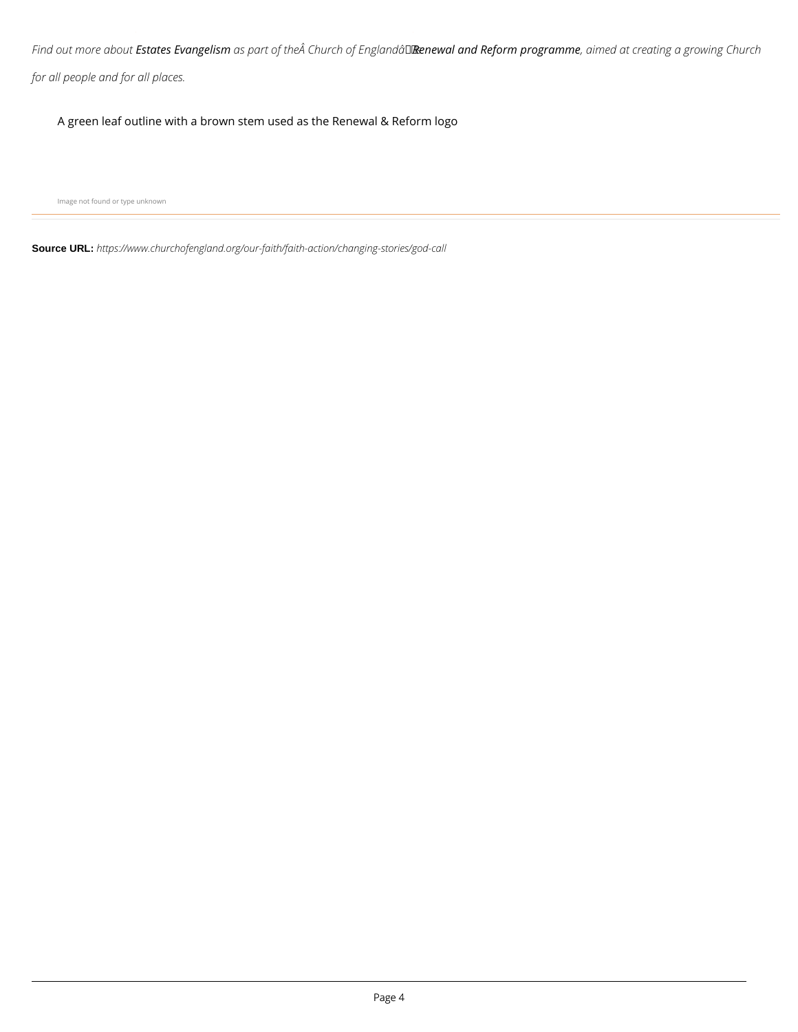*Find out more about **Estates Evangelism** as part of the Â Church of Englandâ Renewal and Reform programme, aimed at creating a growing Church for all people and for all places.*

A green leaf outline with a brown stem used as the Renewal & Reform logo

Image not found or type unknown

---

**Source URL:** *https://www.churchofengland.org/our-faith/faith-action/changing-stories/god-call*